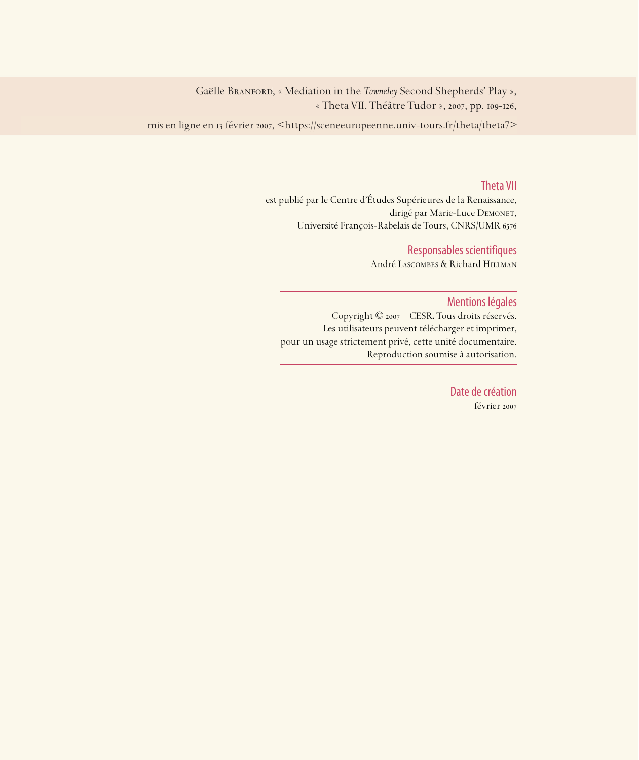Gaëlle Branford, « Mediation in the *Towneley* Second Shepherds' Play »,
« Theta VII, Théâtre Tudor », 2007, pp. 109-126,
mis en ligne en 13 février 2007, <https://sceneeuropeenne.univ-tours.fr/theta/theta7>

### Theta VII

est publié par le Centre d'Études Supérieures de la Renaissance,
dirigé par Marie-Luce Demonet,
Université François-Rabelais de Tours, CNRS/UMR 6576

### Responsables scientifiques

André Lascombes & Richard Hillman

---

### Mentions légales

Copyright © 2007 – CESR. Tous droits réservés.
Les utilisateurs peuvent télécharger et imprimer,
pour un usage strictement privé, cette unité documentaire.
Reproduction soumise à autorisation.

---

### Date de création

février 2007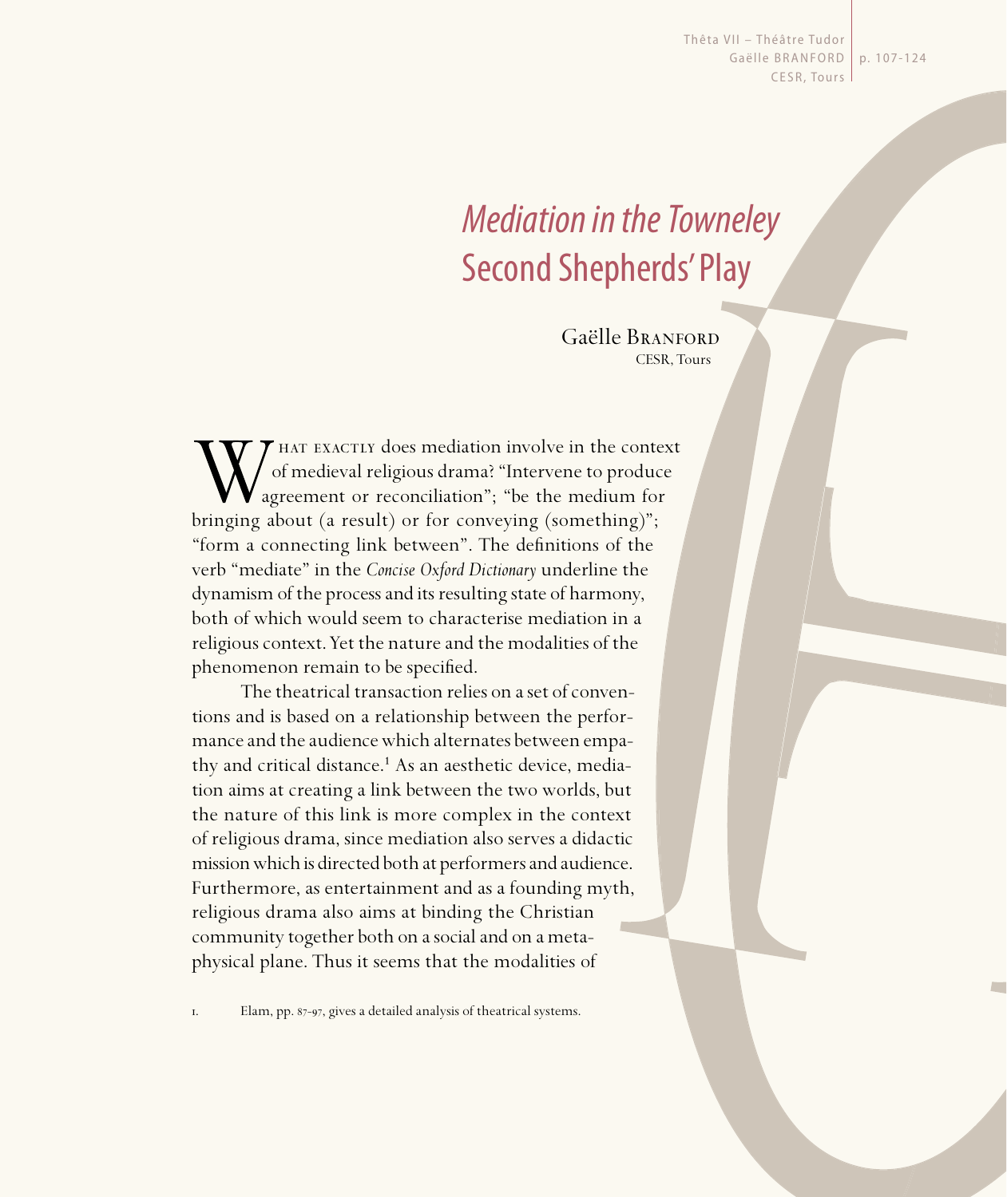# *Mediation in the Towneley* Second Shepherds' Play

Gaëlle Branford
CESR, Tours

What exactly does mediation involve in the context of medieval religious drama? "Intervene to produce agreement or reconciliation"; "be the medium for bringing about (a result) or for conveying (something)"; "form a connecting link between". The definitions of the verb "mediate" in the *Concise Oxford Dictionary* underline the dynamism of the process and its resulting state of harmony, both of which would seem to characterise mediation in a religious context. Yet the nature and the modalities of the phenomenon remain to be specified.

The theatrical transaction relies on a set of conventions and is based on a relationship between the performance and the audience which alternates between empathy and critical distance.[1] As an aesthetic device, mediation aims at creating a link between the two worlds, but the nature of this link is more complex in the context of religious drama, since mediation also serves a didactic mission which is directed both at performers and audience. Furthermore, as entertainment and as a founding myth, religious drama also aims at binding the Christian community together both on a social and on a metaphysical plane. Thus it seems that the modalities of

1. Elam, pp. 87-97, gives a detailed analysis of theatrical systems.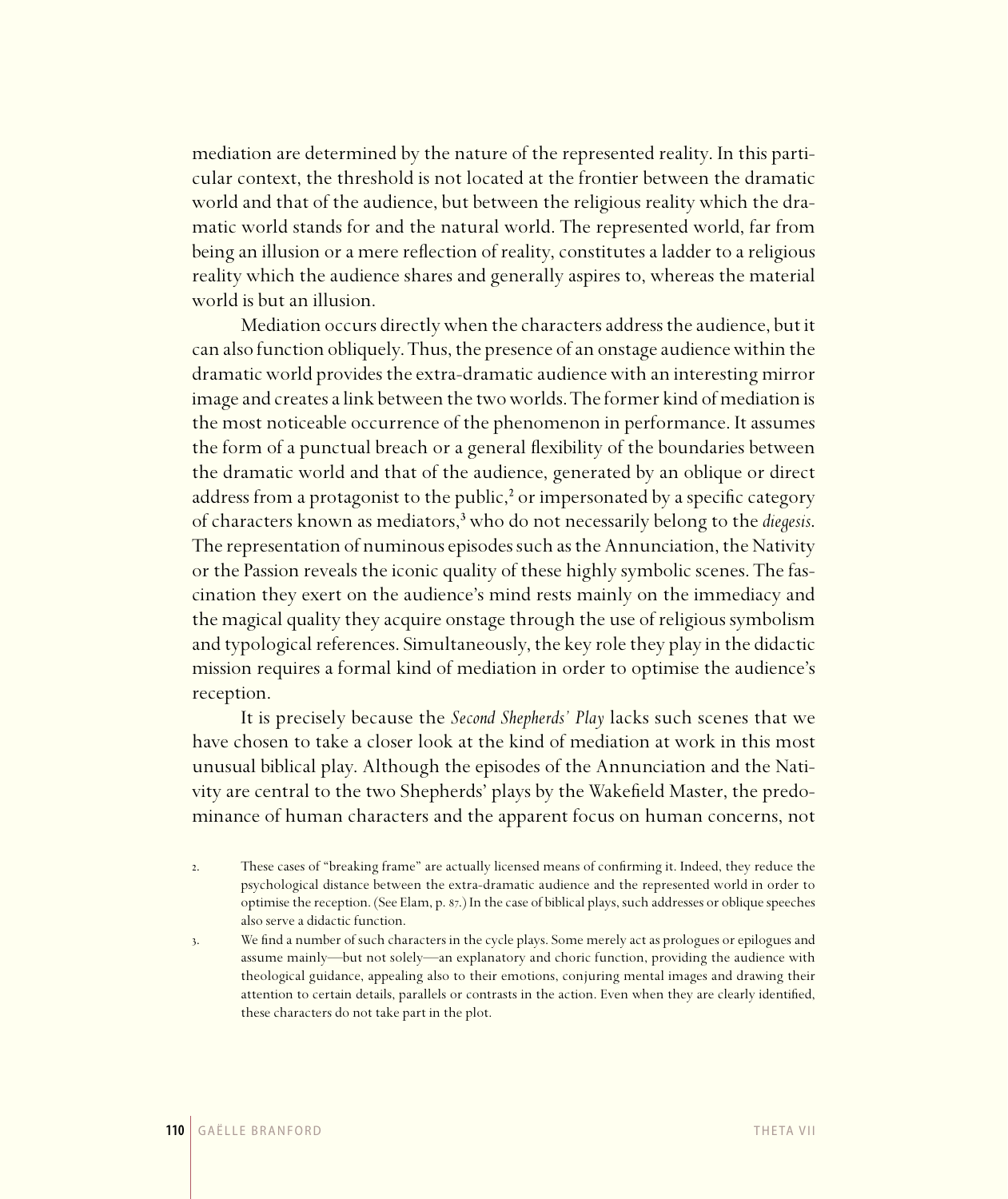mediation are determined by the nature of the represented reality. In this particular context, the threshold is not located at the frontier between the dramatic world and that of the audience, but between the religious reality which the dramatic world stands for and the natural world. The represented world, far from being an illusion or a mere reflection of reality, constitutes a ladder to a religious reality which the audience shares and generally aspires to, whereas the material world is but an illusion.

Mediation occurs directly when the characters address the audience, but it can also function obliquely. Thus, the presence of an onstage audience within the dramatic world provides the extra-dramatic audience with an interesting mirror image and creates a link between the two worlds. The former kind of mediation is the most noticeable occurrence of the phenomenon in performance. It assumes the form of a punctual breach or a general flexibility of the boundaries between the dramatic world and that of the audience, generated by an oblique or direct address from a protagonist to the public,[2] or impersonated by a specific category of characters known as mediators,[3] who do not necessarily belong to the *diegesis*. The representation of numinous episodes such as the Annunciation, the Nativity or the Passion reveals the iconic quality of these highly symbolic scenes. The fascination they exert on the audience's mind rests mainly on the immediacy and the magical quality they acquire onstage through the use of religious symbolism and typological references. Simultaneously, the key role they play in the didactic mission requires a formal kind of mediation in order to optimise the audience's reception.

It is precisely because the *Second Shepherds' Play* lacks such scenes that we have chosen to take a closer look at the kind of mediation at work in this most unusual biblical play. Although the episodes of the Annunciation and the Nativity are central to the two Shepherds' plays by the Wakefield Master, the predominance of human characters and the apparent focus on human concerns, not

2. These cases of "breaking frame" are actually licensed means of confirming it. Indeed, they reduce the psychological distance between the extra-dramatic audience and the represented world in order to optimise the reception. (See Elam, p. 87.) In the case of biblical plays, such addresses or oblique speeches also serve a didactic function.

3. We find a number of such characters in the cycle plays. Some merely act as prologues or epilogues and assume mainly—but not solely—an explanatory and choric function, providing the audience with theological guidance, appealing also to their emotions, conjuring mental images and drawing their attention to certain details, parallels or contrasts in the action. Even when they are clearly identified, these characters do not take part in the plot.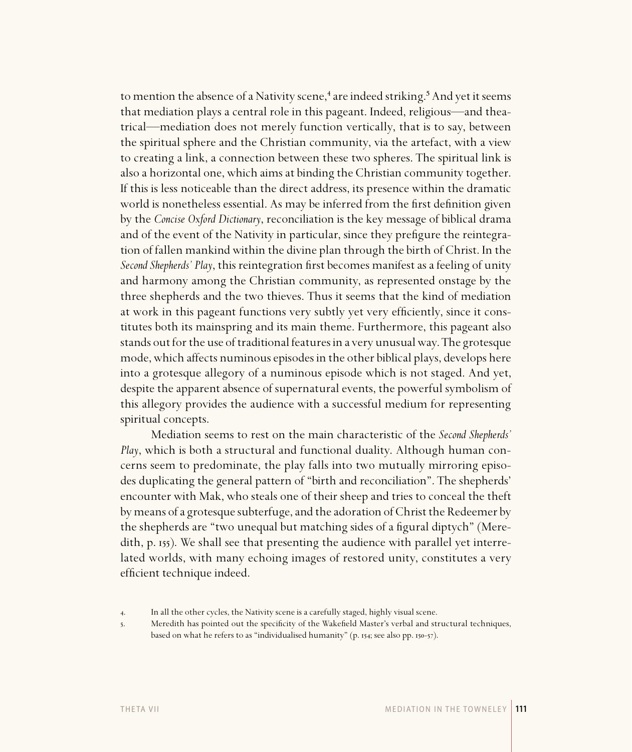to mention the absence of a Nativity scene,[4] are indeed striking.[5] And yet it seems that mediation plays a central role in this pageant. Indeed, religious—and theatrical—mediation does not merely function vertically, that is to say, between the spiritual sphere and the Christian community, via the artefact, with a view to creating a link, a connection between these two spheres. The spiritual link is also a horizontal one, which aims at binding the Christian community together. If this is less noticeable than the direct address, its presence within the dramatic world is nonetheless essential. As may be inferred from the first definition given by the *Concise Oxford Dictionary*, reconciliation is the key message of biblical drama and of the event of the Nativity in particular, since they prefigure the reintegration of fallen mankind within the divine plan through the birth of Christ. In the *Second Shepherds' Play*, this reintegration first becomes manifest as a feeling of unity and harmony among the Christian community, as represented onstage by the three shepherds and the two thieves. Thus it seems that the kind of mediation at work in this pageant functions very subtly yet very efficiently, since it constitutes both its mainspring and its main theme. Furthermore, this pageant also stands out for the use of traditional features in a very unusual way. The grotesque mode, which affects numinous episodes in the other biblical plays, develops here into a grotesque allegory of a numinous episode which is not staged. And yet, despite the apparent absence of supernatural events, the powerful symbolism of this allegory provides the audience with a successful medium for representing spiritual concepts.

Mediation seems to rest on the main characteristic of the *Second Shepherds' Play*, which is both a structural and functional duality. Although human concerns seem to predominate, the play falls into two mutually mirroring episodes duplicating the general pattern of "birth and reconciliation". The shepherds' encounter with Mak, who steals one of their sheep and tries to conceal the theft by means of a grotesque subterfuge, and the adoration of Christ the Redeemer by the shepherds are "two unequal but matching sides of a figural diptych" (Meredith, p. 155). We shall see that presenting the audience with parallel yet interrelated worlds, with many echoing images of restored unity, constitutes a very efficient technique indeed.

4. In all the other cycles, the Nativity scene is a carefully staged, highly visual scene.

5. Meredith has pointed out the specificity of the Wakefield Master's verbal and structural techniques, based on what he refers to as "individualised humanity" (p. 154; see also pp. 150-57).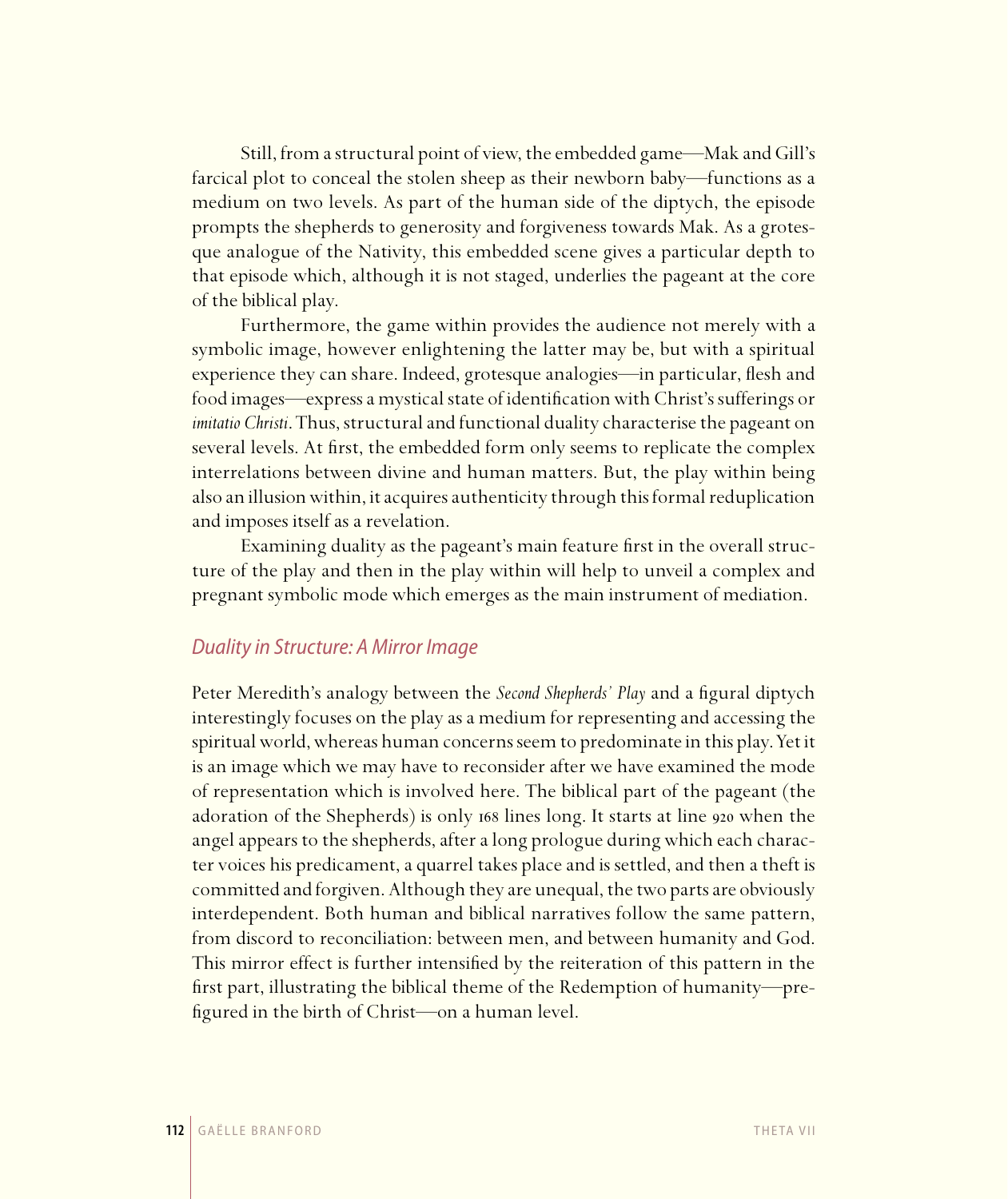Still, from a structural point of view, the embedded game—Mak and Gill's farcical plot to conceal the stolen sheep as their newborn baby—functions as a medium on two levels. As part of the human side of the diptych, the episode prompts the shepherds to generosity and forgiveness towards Mak. As a grotesque analogue of the Nativity, this embedded scene gives a particular depth to that episode which, although it is not staged, underlies the pageant at the core of the biblical play.

Furthermore, the game within provides the audience not merely with a symbolic image, however enlightening the latter may be, but with a spiritual experience they can share. Indeed, grotesque analogies—in particular, flesh and food images—express a mystical state of identification with Christ's sufferings or *imitatio Christi*. Thus, structural and functional duality characterise the pageant on several levels. At first, the embedded form only seems to replicate the complex interrelations between divine and human matters. But, the play within being also an illusion within, it acquires authenticity through this formal reduplication and imposes itself as a revelation.

Examining duality as the pageant's main feature first in the overall structure of the play and then in the play within will help to unveil a complex and pregnant symbolic mode which emerges as the main instrument of mediation.

## *Duality in Structure: A Mirror Image*

Peter Meredith's analogy between the *Second Shepherds' Play* and a figural diptych interestingly focuses on the play as a medium for representing and accessing the spiritual world, whereas human concerns seem to predominate in this play. Yet it is an image which we may have to reconsider after we have examined the mode of representation which is involved here. The biblical part of the pageant (the adoration of the Shepherds) is only 168 lines long. It starts at line 920 when the angel appears to the shepherds, after a long prologue during which each character voices his predicament, a quarrel takes place and is settled, and then a theft is committed and forgiven. Although they are unequal, the two parts are obviously interdependent. Both human and biblical narratives follow the same pattern, from discord to reconciliation: between men, and between humanity and God. This mirror effect is further intensified by the reiteration of this pattern in the first part, illustrating the biblical theme of the Redemption of humanity—prefigured in the birth of Christ—on a human level.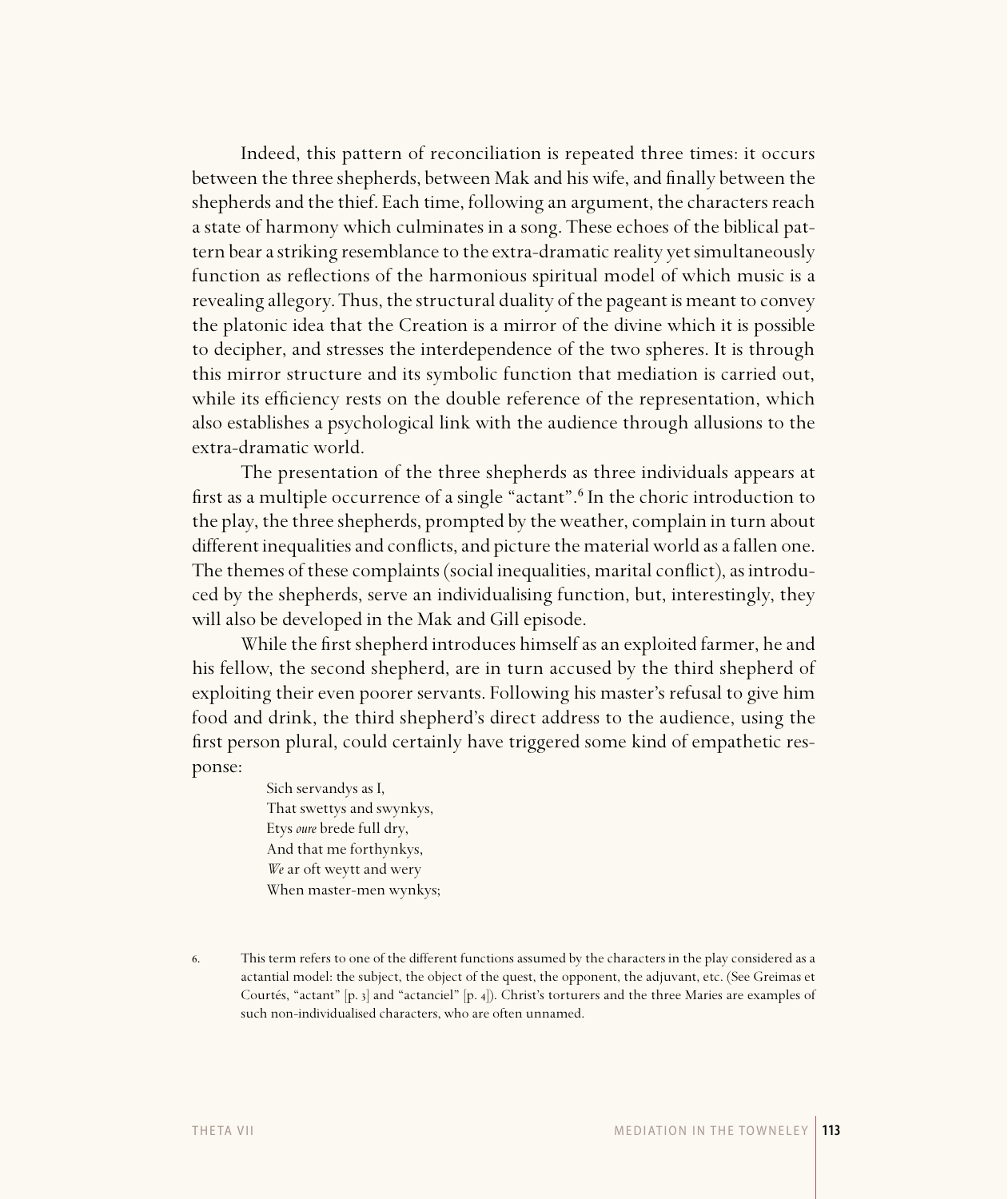Indeed, this pattern of reconciliation is repeated three times: it occurs between the three shepherds, between Mak and his wife, and finally between the shepherds and the thief. Each time, following an argument, the characters reach a state of harmony which culminates in a song. These echoes of the biblical pattern bear a striking resemblance to the extra-dramatic reality yet simultaneously function as reflections of the harmonious spiritual model of which music is a revealing allegory. Thus, the structural duality of the pageant is meant to convey the platonic idea that the Creation is a mirror of the divine which it is possible to decipher, and stresses the interdependence of the two spheres. It is through this mirror structure and its symbolic function that mediation is carried out, while its efficiency rests on the double reference of the representation, which also establishes a psychological link with the audience through allusions to the extra-dramatic world.

The presentation of the three shepherds as three individuals appears at first as a multiple occurrence of a single "actant".[6] In the choric introduction to the play, the three shepherds, prompted by the weather, complain in turn about different inequalities and conflicts, and picture the material world as a fallen one. The themes of these complaints (social inequalities, marital conflict), as introduced by the shepherds, serve an individualising function, but, interestingly, they will also be developed in the Mak and Gill episode.

While the first shepherd introduces himself as an exploited farmer, he and his fellow, the second shepherd, are in turn accused by the third shepherd of exploiting their even poorer servants. Following his master's refusal to give him food and drink, the third shepherd's direct address to the audience, using the first person plural, could certainly have triggered some kind of empathetic response:

> Sich servandys as I,
> That swettys and swynkys,
> Etys *oure* brede full dry,
> And that me forthynkys,
> *We* ar oft weytt and wery
> When master-men wynkys;

6. This term refers to one of the different functions assumed by the characters in the play considered as a actantial model: the subject, the object of the quest, the opponent, the adjuvant, etc. (See Greimas et Courtés, "actant" [p. 3] and "actanciel" [p. 4]). Christ's torturers and the three Maries are examples of such non-individualised characters, who are often unnamed.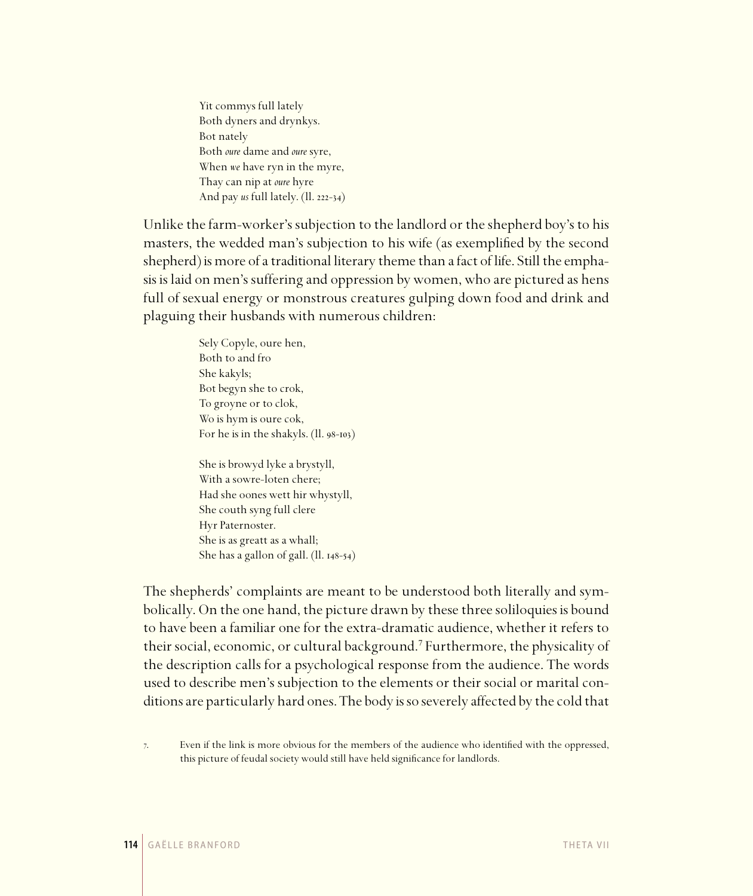Yit commys full lately  
Both dyners and drynkys.  
Bot nately  
Both *oure* dame and *oure* syre,  
When *we* have ryn in the myre,  
Thay can nip at *oure* hyre  
And pay *us* full lately. (ll. 222-34)

Unlike the farm-worker's subjection to the landlord or the shepherd boy's to his masters, the wedded man's subjection to his wife (as exemplified by the second shepherd) is more of a traditional literary theme than a fact of life. Still the emphasis is laid on men's suffering and oppression by women, who are pictured as hens full of sexual energy or monstrous creatures gulping down food and drink and plaguing their husbands with numerous children:

Sely Copyle, oure hen,  
Both to and fro  
She kakyls;  
Bot begyn she to crok,  
To groyne or to clok,  
Wo is hym is oure cok,  
For he is in the shakyls. (ll. 98-103)

She is browyd lyke a brystyll,  
With a sowre-loten chere;  
Had she oones wett hir whystyll,  
She couth syng full clere  
Hyr Paternoster.  
She is as greatt as a whall;  
She has a gallon of gall. (ll. 148-54)

The shepherds' complaints are meant to be understood both literally and symbolically. On the one hand, the picture drawn by these three soliloquies is bound to have been a familiar one for the extra-dramatic audience, whether it refers to their social, economic, or cultural background.[7] Furthermore, the physicality of the description calls for a psychological response from the audience. The words used to describe men's subjection to the elements or their social or marital conditions are particularly hard ones. The body is so severely affected by the cold that

7. Even if the link is more obvious for the members of the audience who identified with the oppressed, this picture of feudal society would still have held significance for landlords.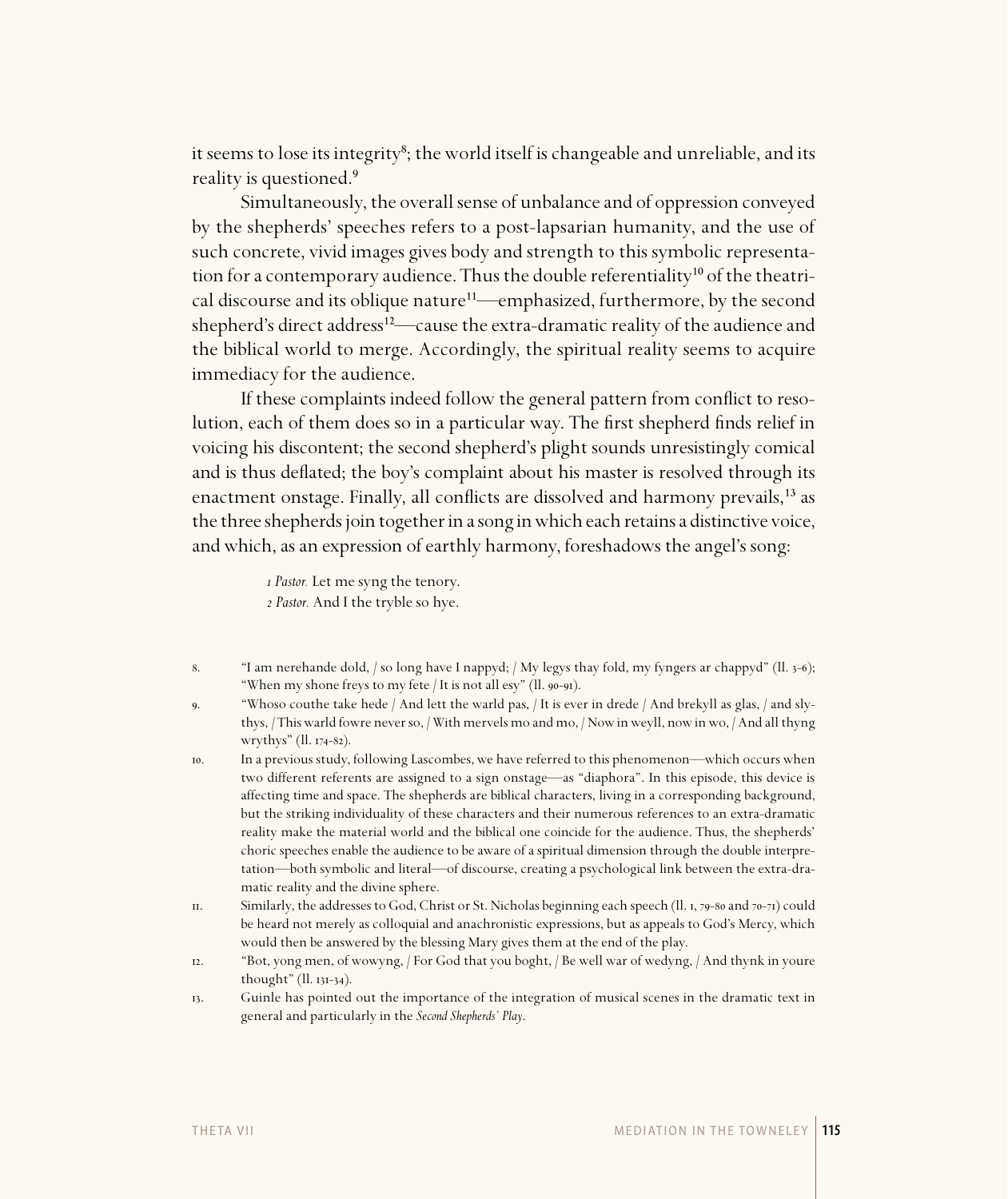it seems to lose its integrity[8]; the world itself is changeable and unreliable, and its reality is questioned.[9]

Simultaneously, the overall sense of unbalance and of oppression conveyed by the shepherds' speeches refers to a post-lapsarian humanity, and the use of such concrete, vivid images gives body and strength to this symbolic representation for a contemporary audience. Thus the double referentiality[10] of the theatrical discourse and its oblique nature[11]—emphasized, furthermore, by the second shepherd's direct address[12]—cause the extra-dramatic reality of the audience and the biblical world to merge. Accordingly, the spiritual reality seems to acquire immediacy for the audience.

If these complaints indeed follow the general pattern from conflict to resolution, each of them does so in a particular way. The first shepherd finds relief in voicing his discontent; the second shepherd's plight sounds unresistingly comical and is thus deflated; the boy's complaint about his master is resolved through its enactment onstage. Finally, all conflicts are dissolved and harmony prevails,[13] as the three shepherds join together in a song in which each retains a distinctive voice, and which, as an expression of earthly harmony, foreshadows the angel's song:

> *1 Pastor.* Let me syng the tenory.
> *2 Pastor.* And I the tryble so hye.

8. "I am nerehande dold, / so long have I nappyd; / My legys thay fold, my fyngers ar chappyd" (ll. 3-6); "When my shone freys to my fete / It is not all esy" (ll. 90-91).
9. "Whoso couthe take hede / And lett the warld pas, / It is ever in drede / And brekyll as glas, / and slythys, / This warld fowre never so, / With mervels mo and mo, / Now in weyll, now in wo, / And all thyng wrythys" (ll. 174-82).
10. In a previous study, following Lascombes, we have referred to this phenomenon—which occurs when two different referents are assigned to a sign onstage—as "diaphora". In this episode, this device is affecting time and space. The shepherds are biblical characters, living in a corresponding background, but the striking individuality of these characters and their numerous references to an extra-dramatic reality make the material world and the biblical one coincide for the audience. Thus, the shepherds' choric speeches enable the audience to be aware of a spiritual dimension through the double interpretation—both symbolic and literal—of discourse, creating a psychological link between the extra-dramatic reality and the divine sphere.
11. Similarly, the addresses to God, Christ or St. Nicholas beginning each speech (ll. 1, 79-80 and 70-71) could be heard not merely as colloquial and anachronistic expressions, but as appeals to God's Mercy, which would then be answered by the blessing Mary gives them at the end of the play.
12. "Bot, yong men, of wowyng, / For God that you boght, / Be well war of wedyng, / And thynk in youre thought" (ll. 131-34).
13. Guinle has pointed out the importance of the integration of musical scenes in the dramatic text in general and particularly in the *Second Shepherds' Play*.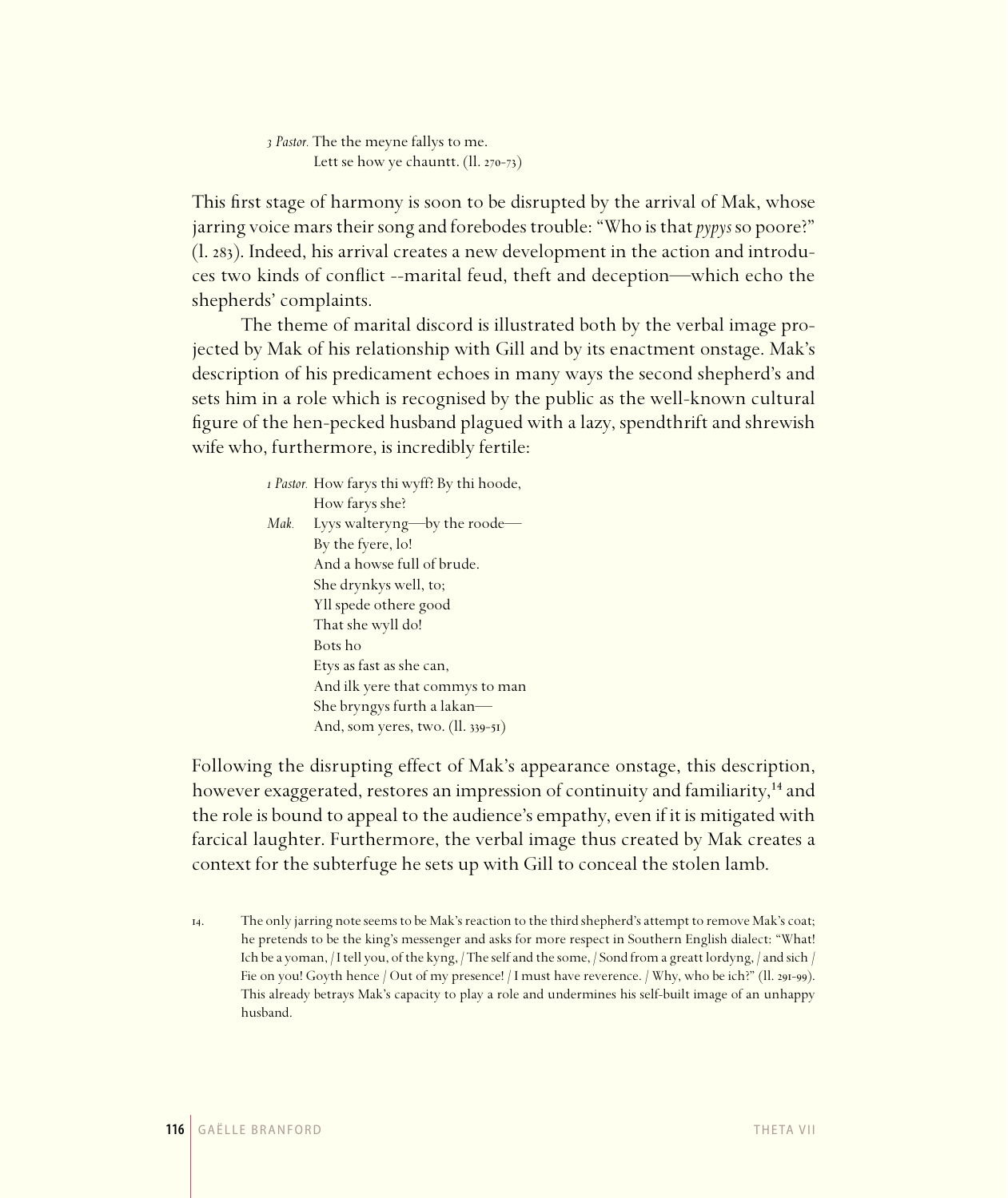*3 Pastor.* The the meyne fallys to me.
Lett se how ye chauntt. (ll. 270-73)

This first stage of harmony is soon to be disrupted by the arrival of Mak, whose jarring voice mars their song and forebodes trouble: "Who is that *pypys* so poore?" (l. 283). Indeed, his arrival creates a new development in the action and introduces two kinds of conflict --marital feud, theft and deception—which echo the shepherds' complaints.

The theme of marital discord is illustrated both by the verbal image projected by Mak of his relationship with Gill and by its enactment onstage. Mak's description of his predicament echoes in many ways the second shepherd's and sets him in a role which is recognised by the public as the well-known cultural figure of the hen-pecked husband plagued with a lazy, spendthrift and shrewish wife who, furthermore, is incredibly fertile:

*1 Pastor.* How farys thi wyff? By thi hoode,
How farys she?
*Mak.* Lyys walteryng—by the roode—
By the fyere, lo!
And a howse full of brude.
She drynkys well, to;
Yll spede othere good
That she wyll do!
Bots ho
Etys as fast as she can,
And ilk yere that commys to man
She bryngys furth a lakan—
And, som yeres, two. (ll. 339-51)

Following the disrupting effect of Mak's appearance onstage, this description, however exaggerated, restores an impression of continuity and familiarity,[14] and the role is bound to appeal to the audience's empathy, even if it is mitigated with farcical laughter. Furthermore, the verbal image thus created by Mak creates a context for the subterfuge he sets up with Gill to conceal the stolen lamb.

14. The only jarring note seems to be Mak's reaction to the third shepherd's attempt to remove Mak's coat; he pretends to be the king's messenger and asks for more respect in Southern English dialect: "What! Ich be a yoman, / I tell you, of the kyng, / The self and the some, / Sond from a greatt lordyng, / and sich / Fie on you! Goyth hence / Out of my presence! / I must have reverence. / Why, who be ich?" (ll. 291-99). This already betrays Mak's capacity to play a role and undermines his self-built image of an unhappy husband.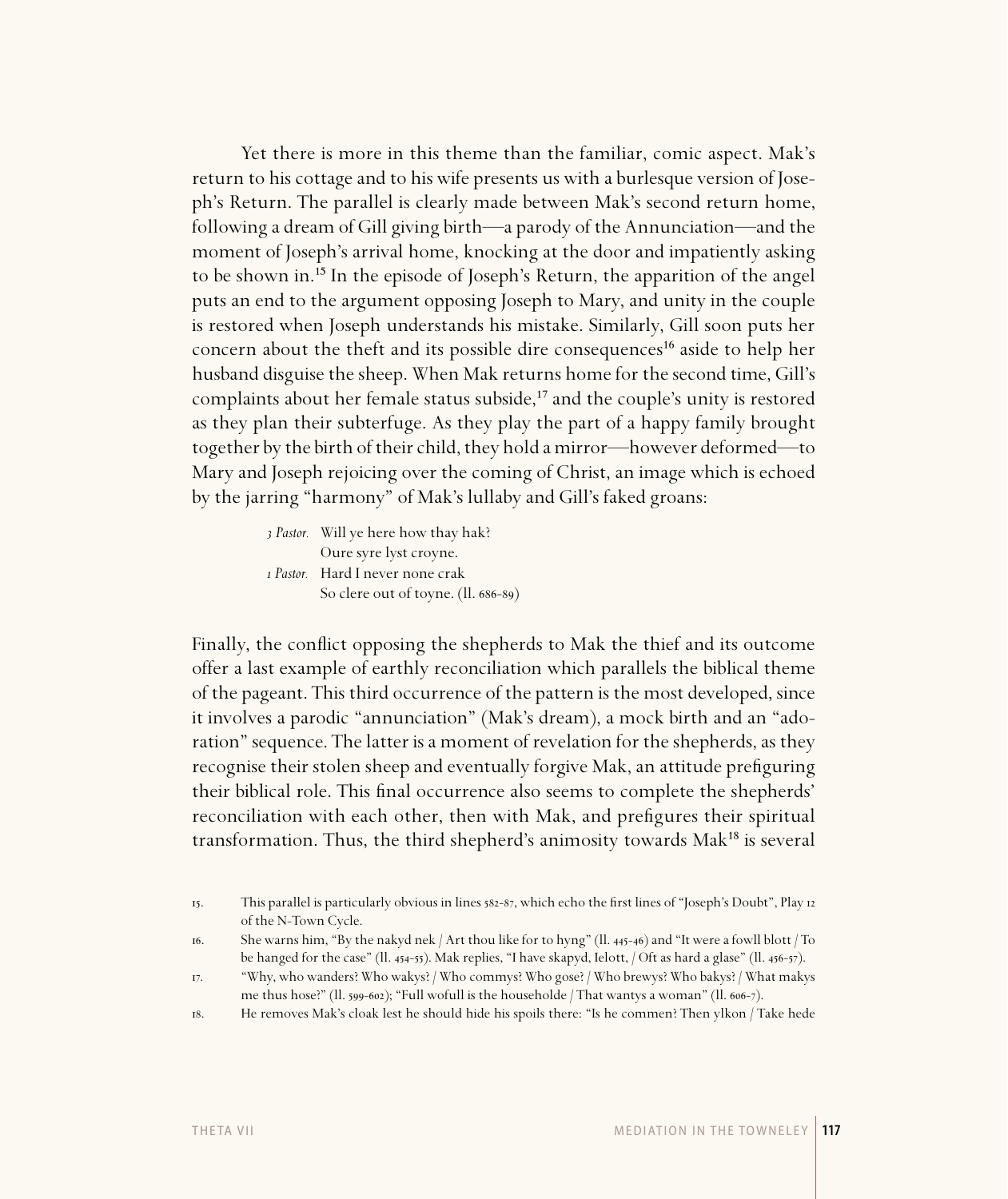Yet there is more in this theme than the familiar, comic aspect. Mak's return to his cottage and to his wife presents us with a burlesque version of Joseph's Return. The parallel is clearly made between Mak's second return home, following a dream of Gill giving birth—a parody of the Annunciation—and the moment of Joseph's arrival home, knocking at the door and impatiently asking to be shown in.[15] In the episode of Joseph's Return, the apparition of the angel puts an end to the argument opposing Joseph to Mary, and unity in the couple is restored when Joseph understands his mistake. Similarly, Gill soon puts her concern about the theft and its possible dire consequences[16] aside to help her husband disguise the sheep. When Mak returns home for the second time, Gill's complaints about her female status subside,[17] and the couple's unity is restored as they plan their subterfuge. As they play the part of a happy family brought together by the birth of their child, they hold a mirror—however deformed—to Mary and Joseph rejoicing over the coming of Christ, an image which is echoed by the jarring "harmony" of Mak's lullaby and Gill's faked groans:

> *3 Pastor.* Will ye here how thay hak?
> Oure syre lyst croyne.
> *1 Pastor.* Hard I never none crak
> So clere out of toyne. (ll. 686-89)

Finally, the conflict opposing the shepherds to Mak the thief and its outcome offer a last example of earthly reconciliation which parallels the biblical theme of the pageant. This third occurrence of the pattern is the most developed, since it involves a parodic "annunciation" (Mak's dream), a mock birth and an "adoration" sequence. The latter is a moment of revelation for the shepherds, as they recognise their stolen sheep and eventually forgive Mak, an attitude prefiguring their biblical role. This final occurrence also seems to complete the shepherds' reconciliation with each other, then with Mak, and prefigures their spiritual transformation. Thus, the third shepherd's animosity towards Mak[18] is several

15. This parallel is particularly obvious in lines 582-87, which echo the first lines of "Joseph's Doubt", Play 12 of the N-Town Cycle.

16. She warns him, "By the nakyd nek / Art thou like for to hyng" (ll. 445-46) and "It were a fowll blott / To be hanged for the case" (ll. 454-55). Mak replies, "I have skapyd, Ielott, / Oft as hard a glase" (ll. 456-57).

17. "Why, who wanders? Who wakys? / Who commys? Who gose? / Who brewys? Who bakys? / What makys me thus hose?" (ll. 599-602); "Full wofull is the householde / That wantys a woman" (ll. 606-7).

18. He removes Mak's cloak lest he should hide his spoils there: "Is he commen? Then ylkon / Take hede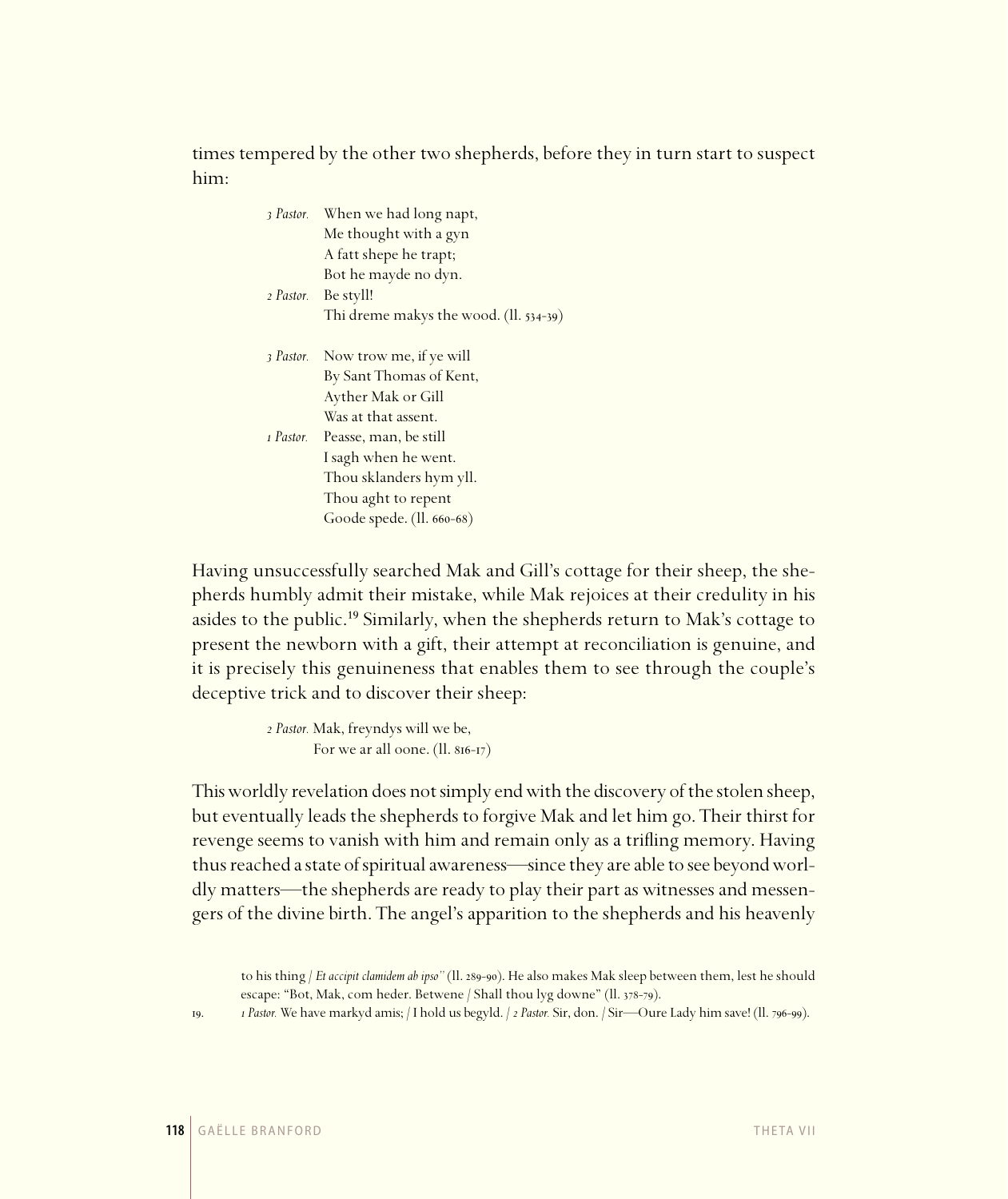times tempered by the other two shepherds, before they in turn start to suspect him:

> *3 Pastor.* When we had long napt,
> Me thought with a gyn
> A fatt shepe he trapt;
> Bot he mayde no dyn.
> *2 Pastor.* Be styll!
> Thi dreme makys the wood. (ll. 534-39)
>
> *3 Pastor.* Now trow me, if ye will
> By Sant Thomas of Kent,
> Ayther Mak or Gill
> Was at that assent.
> *1 Pastor.* Peasse, man, be still
> I sagh when he went.
> Thou sklanders hym yll.
> Thou aght to repent
> Goode spede. (ll. 660-68)

Having unsuccessfully searched Mak and Gill's cottage for their sheep, the shepherds humbly admit their mistake, while Mak rejoices at their credulity in his asides to the public.[19] Similarly, when the shepherds return to Mak's cottage to present the newborn with a gift, their attempt at reconciliation is genuine, and it is precisely this genuineness that enables them to see through the couple's deceptive trick and to discover their sheep:

> *2 Pastor.* Mak, freyndys will we be,
> For we ar all oone. (ll. 816-17)

This worldly revelation does not simply end with the discovery of the stolen sheep, but eventually leads the shepherds to forgive Mak and let him go. Their thirst for revenge seems to vanish with him and remain only as a trifling memory. Having thus reached a state of spiritual awareness—since they are able to see beyond worldly matters—the shepherds are ready to play their part as witnesses and messengers of the divine birth. The angel's apparition to the shepherds and his heavenly

to his thing / *Et accipit clamidem ab ipso"* (ll. 289-90). He also makes Mak sleep between them, lest he should escape: "Bot, Mak, com heder. Betwene / Shall thou lyg downe" (ll. 378-79).

19. *1 Pastor.* We have markyd amis; / I hold us begyld. / *2 Pastor.* Sir, don. / Sir—Oure Lady him save! (ll. 796-99).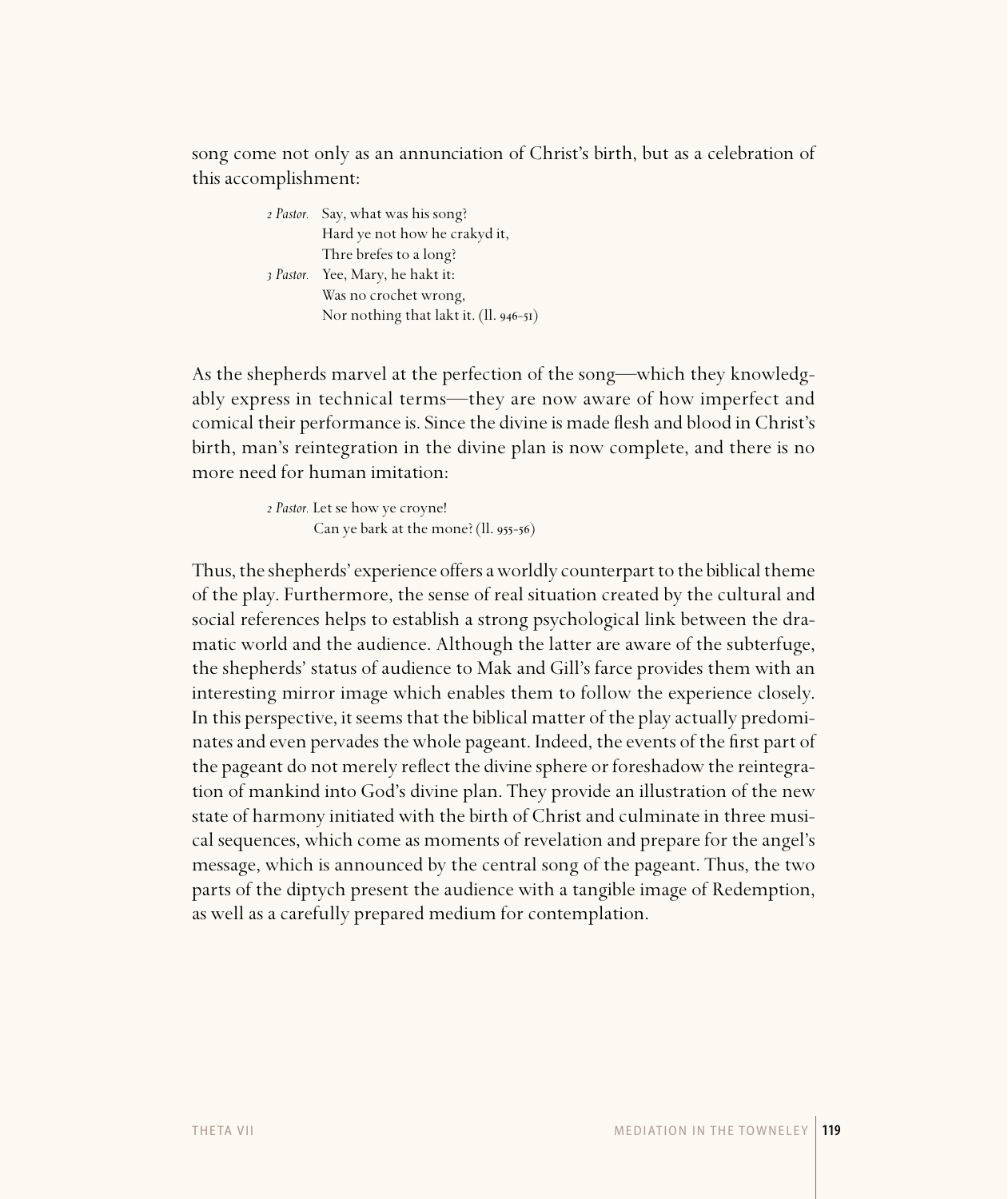song come not only as an annunciation of Christ's birth, but as a celebration of this accomplishment:

> *2 Pastor.* Say, what was his song?
> Hard ye not how he crakyd it,
> Thre brefes to a long?
> *3 Pastor.* Yee, Mary, he hakt it:
> Was no crochet wrong,
> Nor nothing that lakt it. (ll. 946-51)

As the shepherds marvel at the perfection of the song—which they knowledgably express in technical terms—they are now aware of how imperfect and comical their performance is. Since the divine is made flesh and blood in Christ's birth, man's reintegration in the divine plan is now complete, and there is no more need for human imitation:

> *2 Pastor.* Let se how ye croyne!
> Can ye bark at the mone? (ll. 955-56)

Thus, the shepherds' experience offers a worldly counterpart to the biblical theme of the play. Furthermore, the sense of real situation created by the cultural and social references helps to establish a strong psychological link between the dramatic world and the audience. Although the latter are aware of the subterfuge, the shepherds' status of audience to Mak and Gill's farce provides them with an interesting mirror image which enables them to follow the experience closely. In this perspective, it seems that the biblical matter of the play actually predominates and even pervades the whole pageant. Indeed, the events of the first part of the pageant do not merely reflect the divine sphere or foreshadow the reintegration of mankind into God's divine plan. They provide an illustration of the new state of harmony initiated with the birth of Christ and culminate in three musical sequences, which come as moments of revelation and prepare for the angel's message, which is announced by the central song of the pageant. Thus, the two parts of the diptych present the audience with a tangible image of Redemption, as well as a carefully prepared medium for contemplation.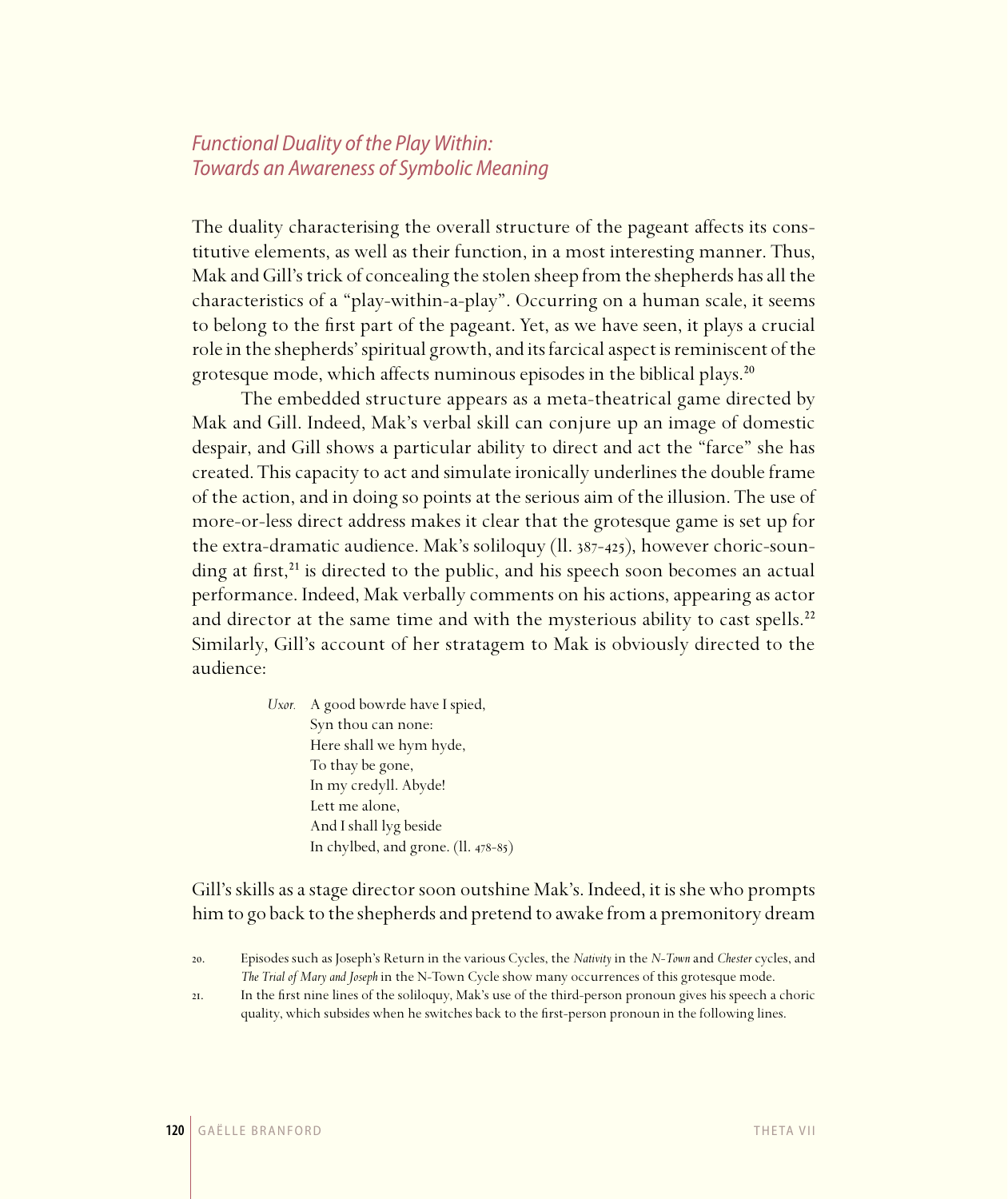## *Functional Duality of the Play Within: Towards an Awareness of Symbolic Meaning*

The duality characterising the overall structure of the pageant affects its constitutive elements, as well as their function, in a most interesting manner. Thus, Mak and Gill's trick of concealing the stolen sheep from the shepherds has all the characteristics of a "play-within-a-play". Occurring on a human scale, it seems to belong to the first part of the pageant. Yet, as we have seen, it plays a crucial role in the shepherds' spiritual growth, and its farcical aspect is reminiscent of the grotesque mode, which affects numinous episodes in the biblical plays.[20]

The embedded structure appears as a meta-theatrical game directed by Mak and Gill. Indeed, Mak's verbal skill can conjure up an image of domestic despair, and Gill shows a particular ability to direct and act the "farce" she has created. This capacity to act and simulate ironically underlines the double frame of the action, and in doing so points at the serious aim of the illusion. The use of more-or-less direct address makes it clear that the grotesque game is set up for the extra-dramatic audience. Mak's soliloquy (ll. 387-425), however choric-sounding at first,[21] is directed to the public, and his speech soon becomes an actual performance. Indeed, Mak verbally comments on his actions, appearing as actor and director at the same time and with the mysterious ability to cast spells.[22] Similarly, Gill's account of her stratagem to Mak is obviously directed to the audience:

> *Uxor.* A good bowrde have I spied,  
> Syn thou can none:  
> Here shall we hym hyde,  
> To thay be gone,  
> In my credyll. Abyde!  
> Lett me alone,  
> And I shall lyg beside  
> In chylbed, and grone. (ll. 478-85)

Gill's skills as a stage director soon outshine Mak's. Indeed, it is she who prompts him to go back to the shepherds and pretend to awake from a premonitory dream

20. Episodes such as Joseph's Return in the various Cycles, the *Nativity* in the *N-Town* and *Chester* cycles, and *The Trial of Mary and Joseph* in the N-Town Cycle show many occurrences of this grotesque mode.

21. In the first nine lines of the soliloquy, Mak's use of the third-person pronoun gives his speech a choric quality, which subsides when he switches back to the first-person pronoun in the following lines.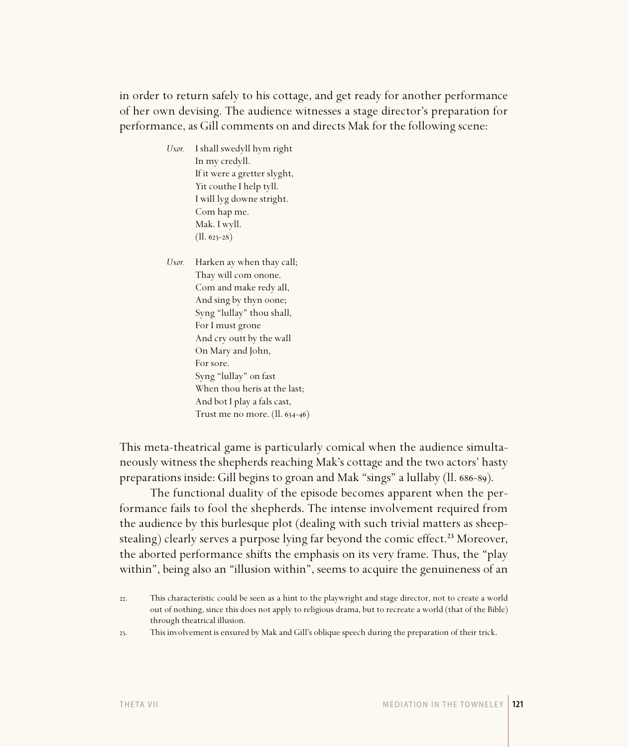in order to return safely to his cottage, and get ready for another performance of her own devising. The audience witnesses a stage director's preparation for performance, as Gill comments on and directs Mak for the following scene:

> *Uxor.* I shall swedyll hym right  
> In my credyll.  
> If it were a gretter slyght,  
> Yit couthe I help tyll.  
> I will lyg downe stright.  
> Com hap me.  
> Mak. I wyll.  
> (ll. 623-28)

> *Uxor.* Harken ay when thay call;  
> Thay will com onone.  
> Com and make redy all,  
> And sing by thyn oone;  
> Syng "lullay" thou shall,  
> For I must grone  
> And cry outt by the wall  
> On Mary and John,  
> For sore.  
> Syng "lullay" on fast  
> When thou heris at the last;  
> And bot I play a fals cast,  
> Trust me no more. (ll. 634-46)

This meta-theatrical game is particularly comical when the audience simultaneously witness the shepherds reaching Mak's cottage and the two actors' hasty preparations inside: Gill begins to groan and Mak "sings" a lullaby (ll. 686-89).

The functional duality of the episode becomes apparent when the performance fails to fool the shepherds. The intense involvement required from the audience by this burlesque plot (dealing with such trivial matters as sheep-stealing) clearly serves a purpose lying far beyond the comic effect.[23] Moreover, the aborted performance shifts the emphasis on its very frame. Thus, the "play within", being also an "illusion within", seems to acquire the genuineness of an

22. This characteristic could be seen as a hint to the playwright and stage director, not to create a world out of nothing, since this does not apply to religious drama, but to recreate a world (that of the Bible) through theatrical illusion.

23. This involvement is ensured by Mak and Gill's oblique speech during the preparation of their trick.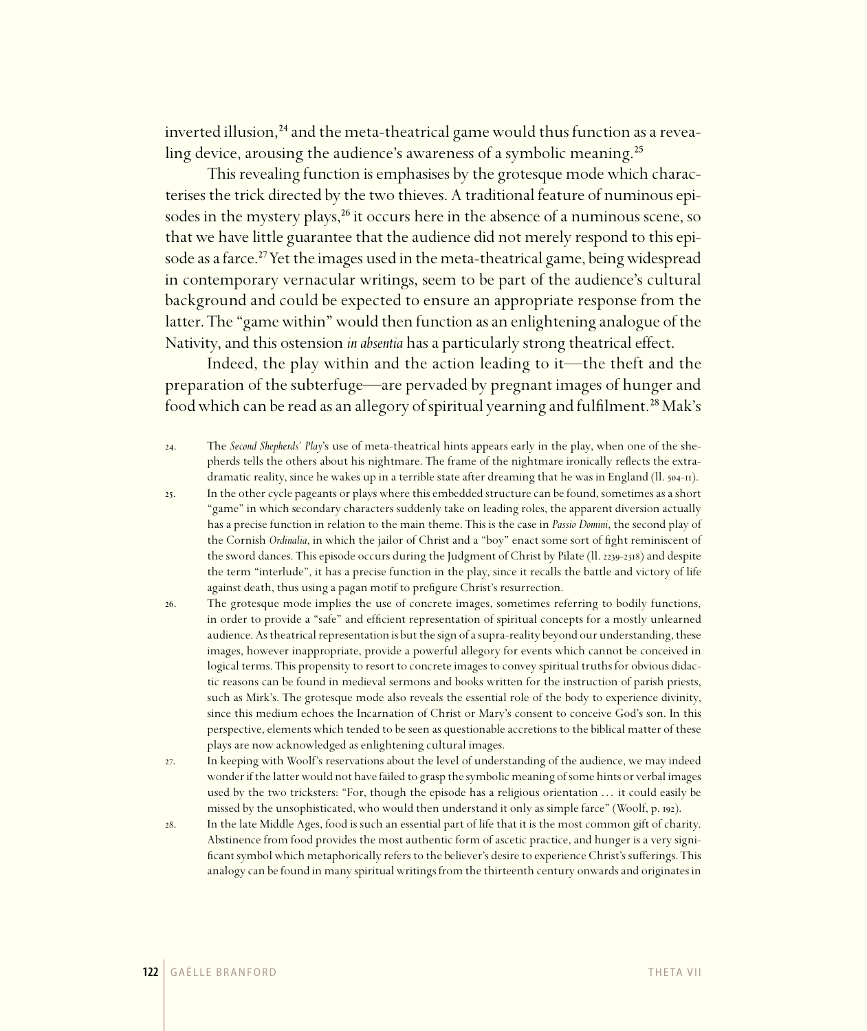inverted illusion,[24] and the meta-theatrical game would thus function as a revealing device, arousing the audience's awareness of a symbolic meaning.[25]

This revealing function is emphasises by the grotesque mode which characterises the trick directed by the two thieves. A traditional feature of numinous episodes in the mystery plays,[26] it occurs here in the absence of a numinous scene, so that we have little guarantee that the audience did not merely respond to this episode as a farce.[27] Yet the images used in the meta-theatrical game, being widespread in contemporary vernacular writings, seem to be part of the audience's cultural background and could be expected to ensure an appropriate response from the latter. The "game within" would then function as an enlightening analogue of the Nativity, and this ostension *in absentia* has a particularly strong theatrical effect.

Indeed, the play within and the action leading to it—the theft and the preparation of the subterfuge—are pervaded by pregnant images of hunger and food which can be read as an allegory of spiritual yearning and fulfilment.[28] Mak's

24. The *Second Shepherds' Play*'s use of meta-theatrical hints appears early in the play, when one of the shepherds tells the others about his nightmare. The frame of the nightmare ironically reflects the extra-dramatic reality, since he wakes up in a terrible state after dreaming that he was in England (ll. 504-11).

25. In the other cycle pageants or plays where this embedded structure can be found, sometimes as a short "game" in which secondary characters suddenly take on leading roles, the apparent diversion actually has a precise function in relation to the main theme. This is the case in *Passio Domini*, the second play of the Cornish *Ordinalia*, in which the jailor of Christ and a "boy" enact some sort of fight reminiscent of the sword dances. This episode occurs during the Judgment of Christ by Pilate (ll. 2239-2318) and despite the term "interlude", it has a precise function in the play, since it recalls the battle and victory of life against death, thus using a pagan motif to prefigure Christ's resurrection.

26. The grotesque mode implies the use of concrete images, sometimes referring to bodily functions, in order to provide a "safe" and efficient representation of spiritual concepts for a mostly unlearned audience. As theatrical representation is but the sign of a supra-reality beyond our understanding, these images, however inappropriate, provide a powerful allegory for events which cannot be conceived in logical terms. This propensity to resort to concrete images to convey spiritual truths for obvious didactic reasons can be found in medieval sermons and books written for the instruction of parish priests, such as Mirk's. The grotesque mode also reveals the essential role of the body to experience divinity, since this medium echoes the Incarnation of Christ or Mary's consent to conceive God's son. In this perspective, elements which tended to be seen as questionable accretions to the biblical matter of these plays are now acknowledged as enlightening cultural images.

27. In keeping with Woolf's reservations about the level of understanding of the audience, we may indeed wonder if the latter would not have failed to grasp the symbolic meaning of some hints or verbal images used by the two tricksters: "For, though the episode has a religious orientation … it could easily be missed by the unsophisticated, who would then understand it only as simple farce" (Woolf, p. 192).

28. In the late Middle Ages, food is such an essential part of life that it is the most common gift of charity. Abstinence from food provides the most authentic form of ascetic practice, and hunger is a very significant symbol which metaphorically refers to the believer's desire to experience Christ's sufferings. This analogy can be found in many spiritual writings from the thirteenth century onwards and originates in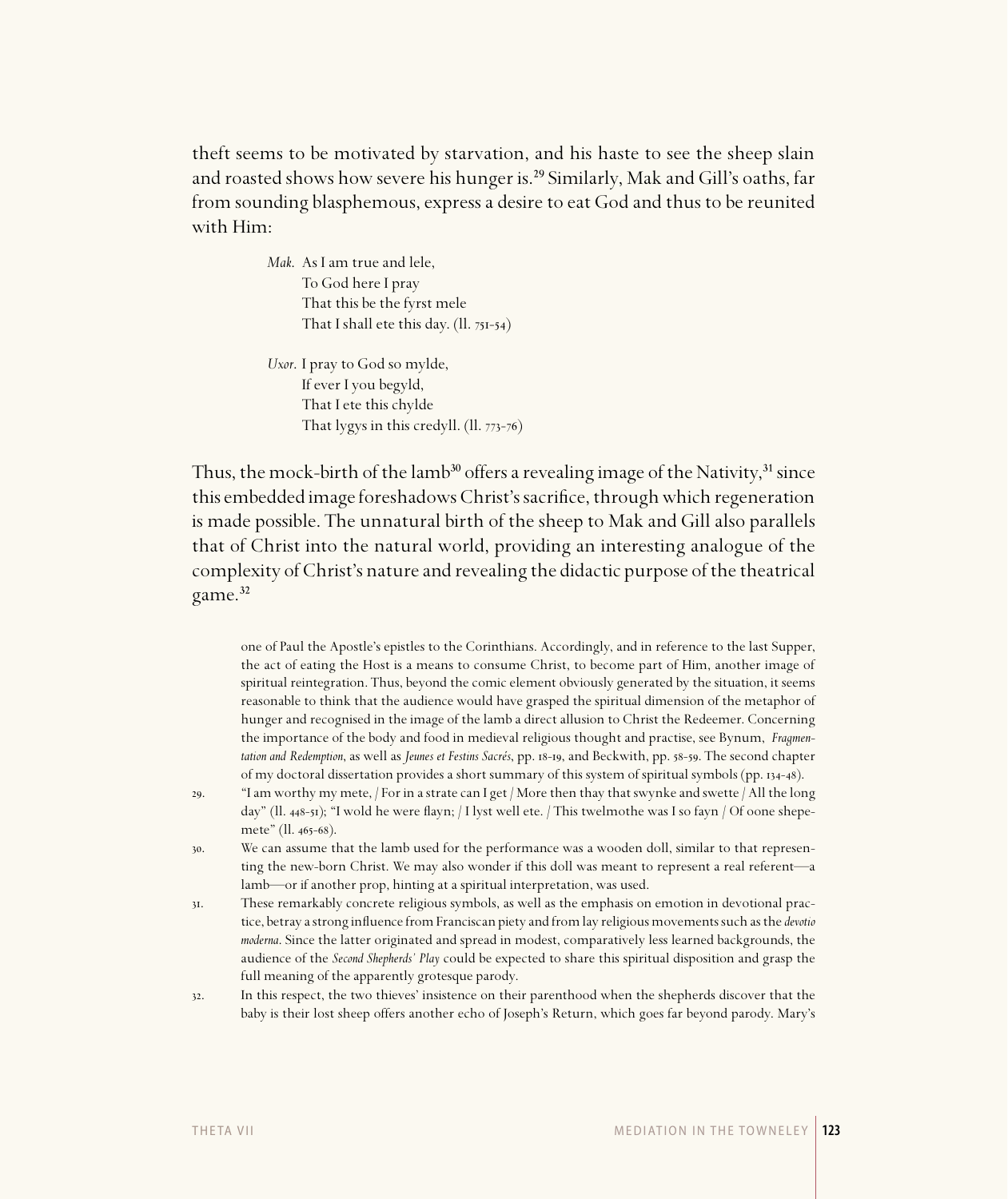theft seems to be motivated by starvation, and his haste to see the sheep slain and roasted shows how severe his hunger is.[29] Similarly, Mak and Gill's oaths, far from sounding blasphemous, express a desire to eat God and thus to be reunited with Him:

> *Mak.* As I am true and lele,
> To God here I pray
> That this be the fyrst mele
> That I shall ete this day. (ll. 751-54)
>
> *Uxor.* I pray to God so mylde,
> If ever I you begyld,
> That I ete this chylde
> That lygys in this credyll. (ll. 773-76)

Thus, the mock-birth of the lamb[30] offers a revealing image of the Nativity,[31] since this embedded image foreshadows Christ's sacrifice, through which regeneration is made possible. The unnatural birth of the sheep to Mak and Gill also parallels that of Christ into the natural world, providing an interesting analogue of the complexity of Christ's nature and revealing the didactic purpose of the theatrical game.[32]

one of Paul the Apostle's epistles to the Corinthians. Accordingly, and in reference to the last Supper, the act of eating the Host is a means to consume Christ, to become part of Him, another image of spiritual reintegration. Thus, beyond the comic element obviously generated by the situation, it seems reasonable to think that the audience would have grasped the spiritual dimension of the metaphor of hunger and recognised in the image of the lamb a direct allusion to Christ the Redeemer. Concerning the importance of the body and food in medieval religious thought and practise, see Bynum, *Fragmentation and Redemption*, as well as *Jeunes et Festins Sacrés*, pp. 18-19, and Beckwith, pp. 58-59. The second chapter of my doctoral dissertation provides a short summary of this system of spiritual symbols (pp. 134-48).

29. "I am worthy my mete, / For in a strate can I get / More then thay that swynke and swette / All the long day" (ll. 448-51); "I wold he were flayn; / I lyst well ete. / This twelmothe was I so fayn / Of oone shepemete" (ll. 465-68).

30. We can assume that the lamb used for the performance was a wooden doll, similar to that representing the new-born Christ. We may also wonder if this doll was meant to represent a real referent—a lamb—or if another prop, hinting at a spiritual interpretation, was used.

31. These remarkably concrete religious symbols, as well as the emphasis on emotion in devotional practice, betray a strong influence from Franciscan piety and from lay religious movements such as the *devotio moderna*. Since the latter originated and spread in modest, comparatively less learned backgrounds, the audience of the *Second Shepherds' Play* could be expected to share this spiritual disposition and grasp the full meaning of the apparently grotesque parody.

32. In this respect, the two thieves' insistence on their parenthood when the shepherds discover that the baby is their lost sheep offers another echo of Joseph's Return, which goes far beyond parody. Mary's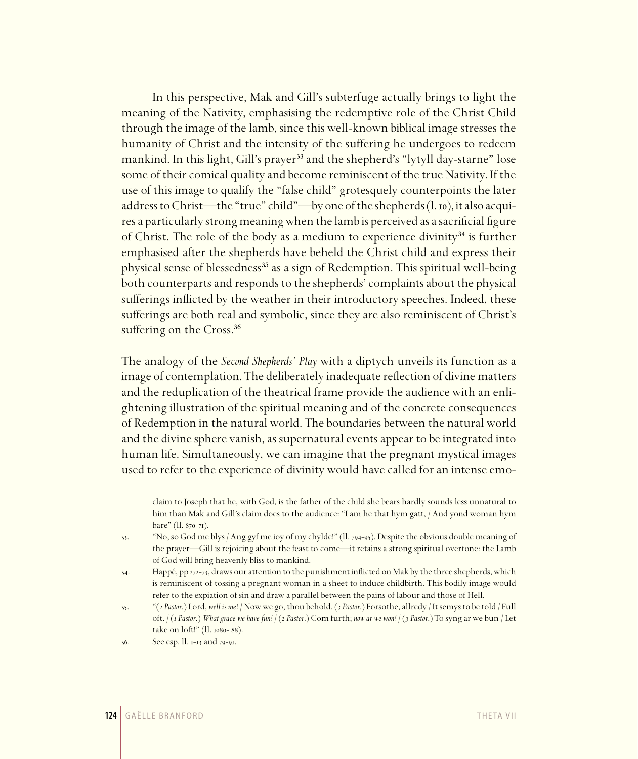In this perspective, Mak and Gill's subterfuge actually brings to light the meaning of the Nativity, emphasising the redemptive role of the Christ Child through the image of the lamb, since this well-known biblical image stresses the humanity of Christ and the intensity of the suffering he undergoes to redeem mankind. In this light, Gill's prayer[33] and the shepherd's "lytyll day-starne" lose some of their comical quality and become reminiscent of the true Nativity. If the use of this image to qualify the "false child" grotesquely counterpoints the later address to Christ—the "true" child"—by one of the shepherds (l. 10), it also acquires a particularly strong meaning when the lamb is perceived as a sacrificial figure of Christ. The role of the body as a medium to experience divinity[34] is further emphasised after the shepherds have beheld the Christ child and express their physical sense of blessedness[35] as a sign of Redemption. This spiritual well-being both counterparts and responds to the shepherds' complaints about the physical sufferings inflicted by the weather in their introductory speeches. Indeed, these sufferings are both real and symbolic, since they are also reminiscent of Christ's suffering on the Cross.[36]

The analogy of the *Second Shepherds' Play* with a diptych unveils its function as a image of contemplation. The deliberately inadequate reflection of divine matters and the reduplication of the theatrical frame provide the audience with an enlightening illustration of the spiritual meaning and of the concrete consequences of Redemption in the natural world. The boundaries between the natural world and the divine sphere vanish, as supernatural events appear to be integrated into human life. Simultaneously, we can imagine that the pregnant mystical images used to refer to the experience of divinity would have called for an intense emo-

claim to Joseph that he, with God, is the father of the child she bears hardly sounds less unnatural to him than Mak and Gill's claim does to the audience: "I am he that hym gatt, / And yond woman hym bare" (ll. 870-71).

33. "No, so God me blys / Ang gyf me ioy of my chylde!" (ll. 794-95). Despite the obvious double meaning of the prayer—Gill is rejoicing about the feast to come—it retains a strong spiritual overtone: the Lamb of God will bring heavenly bliss to mankind.

34. Happé, pp 272-73, draws our attention to the punishment inflicted on Mak by the three shepherds, which is reminiscent of tossing a pregnant woman in a sheet to induce childbirth. This bodily image would refer to the expiation of sin and draw a parallel between the pains of labour and those of Hell.

35. "(*2 Pastor.*) Lord, *well is me*! / Now we go, thou behold. (*3 Pastor.*) Forsothe, allredy / It semys to be told / Full oft. / (*1 Pastor.*) *What grace we have fun!* / (*2 Pastor*.) Com furth; *now ar we won!* / (*3 Pastor.*) To syng ar we bun / Let take on loft!" (ll. 1080- 88).

36. See esp. ll. 1-13 and 79-91.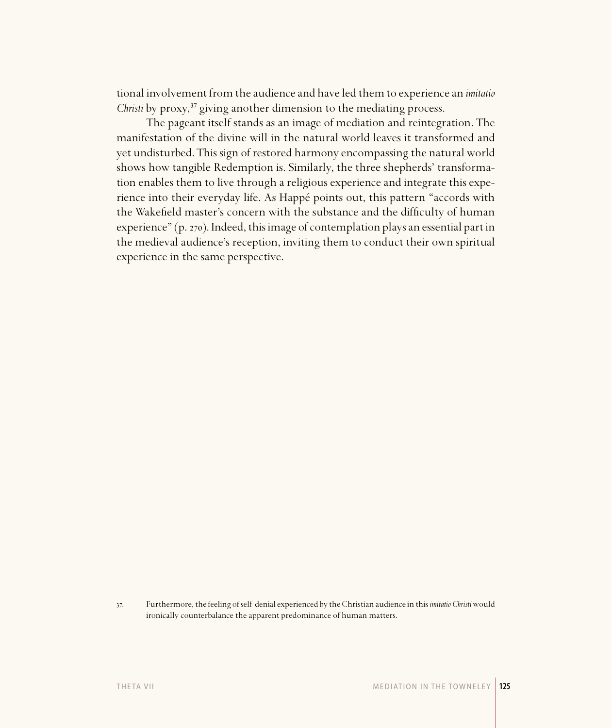tional involvement from the audience and have led them to experience an *imitatio Christi* by proxy,[37] giving another dimension to the mediating process.

The pageant itself stands as an image of mediation and reintegration. The manifestation of the divine will in the natural world leaves it transformed and yet undisturbed. This sign of restored harmony encompassing the natural world shows how tangible Redemption is. Similarly, the three shepherds' transformation enables them to live through a religious experience and integrate this experience into their everyday life. As Happé points out, this pattern "accords with the Wakefield master's concern with the substance and the difficulty of human experience" (p. 270). Indeed, this image of contemplation plays an essential part in the medieval audience's reception, inviting them to conduct their own spiritual experience in the same perspective.

37. Furthermore, the feeling of self-denial experienced by the Christian audience in this *imitatio Christi* would ironically counterbalance the apparent predominance of human matters.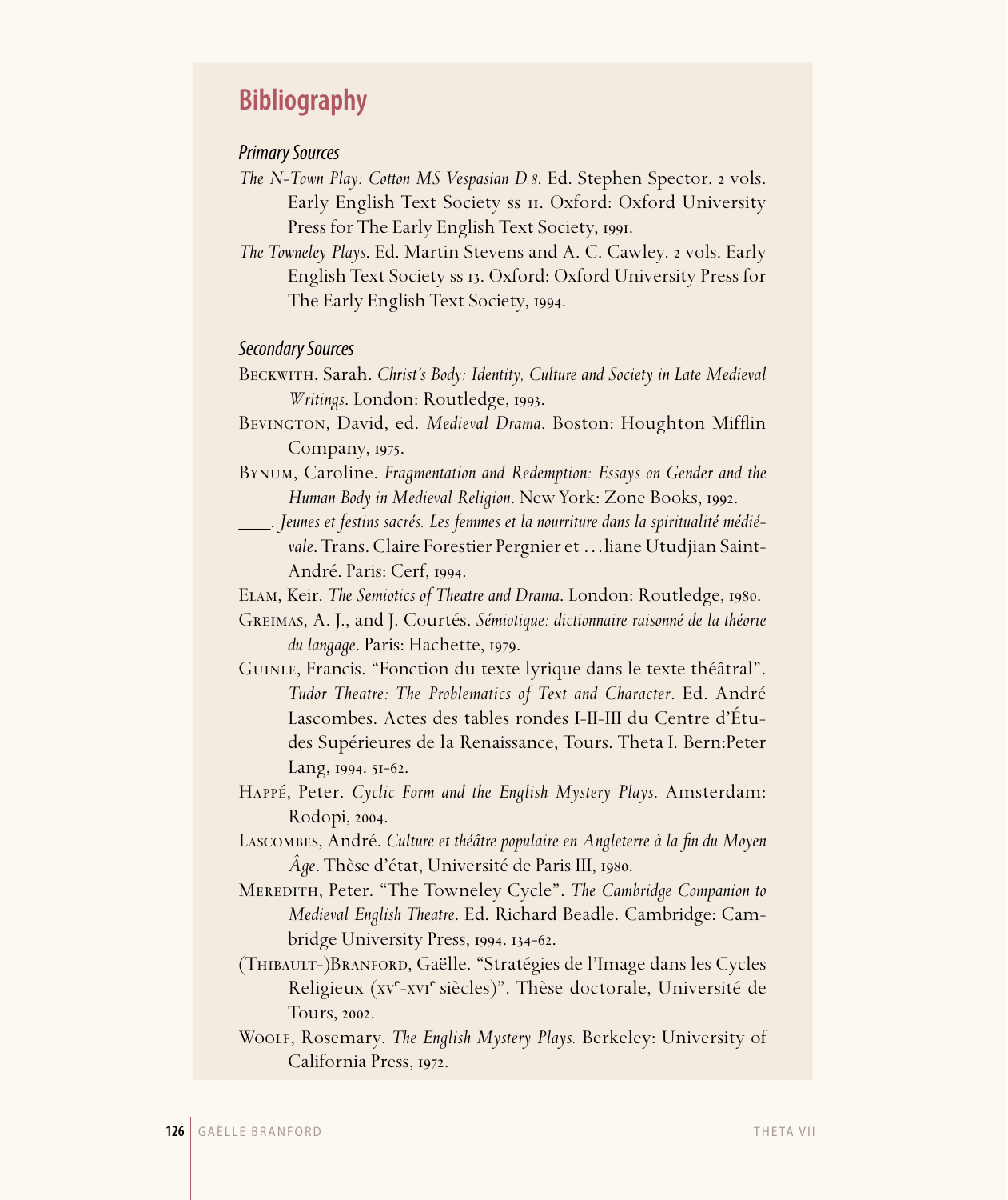## Bibliography

### *Primary Sources*

*The N-Town Play: Cotton MS Vespasian D.8*. Ed. Stephen Spector. 2 vols. Early English Text Society ss 11. Oxford: Oxford University Press for The Early English Text Society, 1991.

*The Towneley Plays*. Ed. Martin Stevens and A. C. Cawley. 2 vols. Early English Text Society ss 13. Oxford: Oxford University Press for The Early English Text Society, 1994.

### *Secondary Sources*

Beckwith, Sarah. *Christ's Body: Identity, Culture and Society in Late Medieval Writings*. London: Routledge, 1993.

Bevington, David, ed. *Medieval Drama*. Boston: Houghton Mifflin Company, 1975.

Bynum, Caroline. *Fragmentation and Redemption: Essays on Gender and the Human Body in Medieval Religion*. New York: Zone Books, 1992.

\_\_\_\_. *Jeunes et festins sacrés. Les femmes et la nourriture dans la spiritualité médiévale*. Trans. Claire Forestier Pergnier et . . . liane Utudjian Saint-André. Paris: Cerf, 1994.

Elam, Keir. *The Semiotics of Theatre and Drama*. London: Routledge, 1980.

Greimas, A. J., and J. Courtés. *Sémiotique: dictionnaire raisonné de la théorie du langage*. Paris: Hachette, 1979.

Guinle, Francis. "Fonction du texte lyrique dans le texte théâtral". *Tudor Theatre: The Problematics of Text and Character*. Ed. André Lascombes. Actes des tables rondes I-II-III du Centre d'Études Supérieures de la Renaissance, Tours. Theta I. Bern:Peter Lang, 1994. 51-62.

Happé, Peter. *Cyclic Form and the English Mystery Plays*. Amsterdam: Rodopi, 2004.

Lascombes, André. *Culture et théâtre populaire en Angleterre à la fin du Moyen Âge*. Thèse d'état, Université de Paris III, 1980.

Meredith, Peter. "The Towneley Cycle". *The Cambridge Companion to Medieval English Theatre*. Ed. Richard Beadle. Cambridge: Cambridge University Press, 1994. 134-62.

(Thibault-)Branford, Gaëlle. "Stratégies de l'Image dans les Cycles Religieux (xv[e]-xvi[e] siècles)". Thèse doctorale, Université de Tours, 2002.

Woolf, Rosemary. *The English Mystery Plays.* Berkeley: University of California Press, 1972.